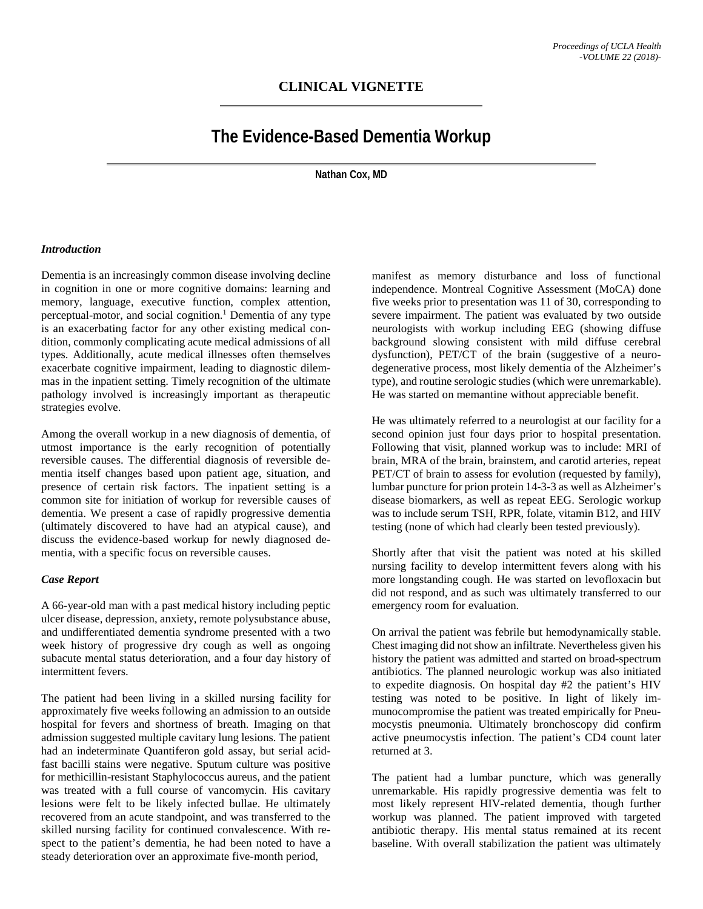CLINICAL VIGNETTE

# The Evidence-Based Dementia Workup

**Nathan Cox, MD**

### *Introduction*

Dementia is an increasingly common disease involving decline in cognition in one or more cognitive domains: learning and memory, language, executive function, complex attention, perceptual-motor, and social cognition.[1] Dementia of any type is an exacerbating factor for any other existing medical condition, commonly complicating acute medical admissions of all types. Additionally, acute medical illnesses often themselves exacerbate cognitive impairment, leading to diagnostic dilemmas in the inpatient setting. Timely recognition of the ultimate pathology involved is increasingly important as therapeutic strategies evolve.

Among the overall workup in a new diagnosis of dementia, of utmost importance is the early recognition of potentially reversible causes. The differential diagnosis of reversible dementia itself changes based upon patient age, situation, and presence of certain risk factors. The inpatient setting is a common site for initiation of workup for reversible causes of dementia. We present a case of rapidly progressive dementia (ultimately discovered to have had an atypical cause), and discuss the evidence-based workup for newly diagnosed dementia, with a specific focus on reversible causes.

### *Case Report*

A 66-year-old man with a past medical history including peptic ulcer disease, depression, anxiety, remote polysubstance abuse, and undifferentiated dementia syndrome presented with a two week history of progressive dry cough as well as ongoing subacute mental status deterioration, and a four day history of intermittent fevers.

The patient had been living in a skilled nursing facility for approximately five weeks following an admission to an outside hospital for fevers and shortness of breath. Imaging on that admission suggested multiple cavitary lung lesions. The patient had an indeterminate Quantiferon gold assay, but serial acid-fast bacilli stains were negative. Sputum culture was positive for methicillin-resistant Staphylococcus aureus, and the patient was treated with a full course of vancomycin. His cavitary lesions were felt to be likely infected bullae. He ultimately recovered from an acute standpoint, and was transferred to the skilled nursing facility for continued convalescence. With respect to the patient's dementia, he had been noted to have a steady deterioration over an approximate five-month period, manifest as memory disturbance and loss of functional independence. Montreal Cognitive Assessment (MoCA) done five weeks prior to presentation was 11 of 30, corresponding to severe impairment. The patient was evaluated by two outside neurologists with workup including EEG (showing diffuse background slowing consistent with mild diffuse cerebral dysfunction), PET/CT of the brain (suggestive of a neurodegenerative process, most likely dementia of the Alzheimer's type), and routine serologic studies (which were unremarkable). He was started on memantine without appreciable benefit.

He was ultimately referred to a neurologist at our facility for a second opinion just four days prior to hospital presentation. Following that visit, planned workup was to include: MRI of brain, MRA of the brain, brainstem, and carotid arteries, repeat PET/CT of brain to assess for evolution (requested by family), lumbar puncture for prion protein 14-3-3 as well as Alzheimer's disease biomarkers, as well as repeat EEG. Serologic workup was to include serum TSH, RPR, folate, vitamin B12, and HIV testing (none of which had clearly been tested previously).

Shortly after that visit the patient was noted at his skilled nursing facility to develop intermittent fevers along with his more longstanding cough. He was started on levofloxacin but did not respond, and as such was ultimately transferred to our emergency room for evaluation.

On arrival the patient was febrile but hemodynamically stable. Chest imaging did not show an infiltrate. Nevertheless given his history the patient was admitted and started on broad-spectrum antibiotics. The planned neurologic workup was also initiated to expedite diagnosis. On hospital day #2 the patient's HIV testing was noted to be positive. In light of likely immunocompromise the patient was treated empirically for Pneumocystis pneumonia. Ultimately bronchoscopy did confirm active pneumocystis infection. The patient's CD4 count later returned at 3.

The patient had a lumbar puncture, which was generally unremarkable. His rapidly progressive dementia was felt to most likely represent HIV-related dementia, though further workup was planned. The patient improved with targeted antibiotic therapy. His mental status remained at its recent baseline. With overall stabilization the patient was ultimately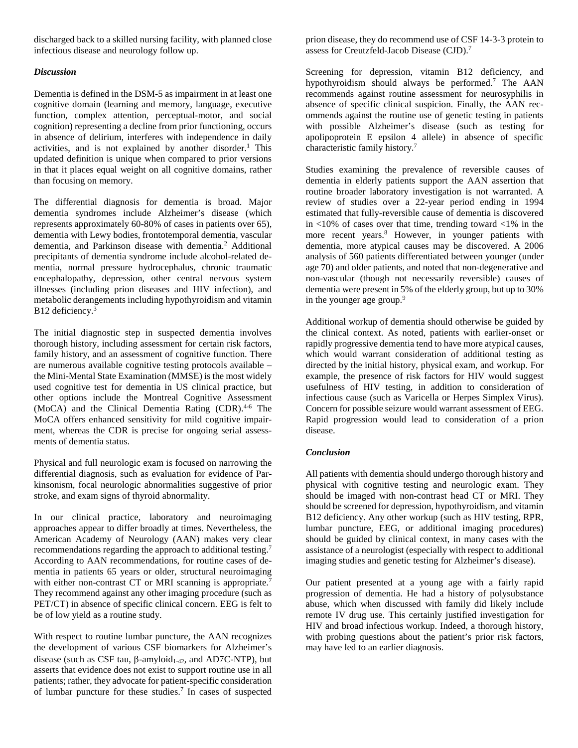discharged back to a skilled nursing facility, with planned close infectious disease and neurology follow up.

### *Discussion*

Dementia is defined in the DSM-5 as impairment in at least one cognitive domain (learning and memory, language, executive function, complex attention, perceptual-motor, and social cognition) representing a decline from prior functioning, occurs in absence of delirium, interferes with independence in daily activities, and is not explained by another disorder.[1] This updated definition is unique when compared to prior versions in that it places equal weight on all cognitive domains, rather than focusing on memory.

The differential diagnosis for dementia is broad. Major dementia syndromes include Alzheimer's disease (which represents approximately 60-80% of cases in patients over 65), dementia with Lewy bodies, frontotemporal dementia, vascular dementia, and Parkinson disease with dementia.[2] Additional precipitants of dementia syndrome include alcohol-related dementia, normal pressure hydrocephalus, chronic traumatic encephalopathy, depression, other central nervous system illnesses (including prion diseases and HIV infection), and metabolic derangements including hypothyroidism and vitamin B12 deficiency.[3]

The initial diagnostic step in suspected dementia involves thorough history, including assessment for certain risk factors, family history, and an assessment of cognitive function. There are numerous available cognitive testing protocols available – the Mini-Mental State Examination (MMSE) is the most widely used cognitive test for dementia in US clinical practice, but other options include the Montreal Cognitive Assessment (MoCA) and the Clinical Dementia Rating (CDR).[4-6] The MoCA offers enhanced sensitivity for mild cognitive impairment, whereas the CDR is precise for ongoing serial assessments of dementia status.

Physical and full neurologic exam is focused on narrowing the differential diagnosis, such as evaluation for evidence of Parkinsonism, focal neurologic abnormalities suggestive of prior stroke, and exam signs of thyroid abnormality.

In our clinical practice, laboratory and neuroimaging approaches appear to differ broadly at times. Nevertheless, the American Academy of Neurology (AAN) makes very clear recommendations regarding the approach to additional testing.[7] According to AAN recommendations, for routine cases of dementia in patients 65 years or older, structural neuroimaging with either non-contrast CT or MRI scanning is appropriate.[7] They recommend against any other imaging procedure (such as PET/CT) in absence of specific clinical concern. EEG is felt to be of low yield as a routine study.

With respect to routine lumbar puncture, the AAN recognizes the development of various CSF biomarkers for Alzheimer's disease (such as CSF tau, β-amyloid$_{1-42}$, and AD7C-NTP), but asserts that evidence does not exist to support routine use in all patients; rather, they advocate for patient-specific consideration of lumbar puncture for these studies.[7] In cases of suspected prion disease, they do recommend use of CSF 14-3-3 protein to assess for Creutzfeld-Jacob Disease (CJD).[7]

Screening for depression, vitamin B12 deficiency, and hypothyroidism should always be performed.[7] The AAN recommends against routine assessment for neurosyphilis in absence of specific clinical suspicion. Finally, the AAN recommends against the routine use of genetic testing in patients with possible Alzheimer's disease (such as testing for apolipoprotein E epsilon 4 allele) in absence of specific characteristic family history.[7]

Studies examining the prevalence of reversible causes of dementia in elderly patients support the AAN assertion that routine broader laboratory investigation is not warranted. A review of studies over a 22-year period ending in 1994 estimated that fully-reversible cause of dementia is discovered in <10% of cases over that time, trending toward <1% in the more recent years.[8] However, in younger patients with dementia, more atypical causes may be discovered. A 2006 analysis of 560 patients differentiated between younger (under age 70) and older patients, and noted that non-degenerative and non-vascular (though not necessarily reversible) causes of dementia were present in 5% of the elderly group, but up to 30% in the younger age group.[9]

Additional workup of dementia should otherwise be guided by the clinical context. As noted, patients with earlier-onset or rapidly progressive dementia tend to have more atypical causes, which would warrant consideration of additional testing as directed by the initial history, physical exam, and workup. For example, the presence of risk factors for HIV would suggest usefulness of HIV testing, in addition to consideration of infectious cause (such as Varicella or Herpes Simplex Virus). Concern for possible seizure would warrant assessment of EEG. Rapid progression would lead to consideration of a prion disease.

### *Conclusion*

All patients with dementia should undergo thorough history and physical with cognitive testing and neurologic exam. They should be imaged with non-contrast head CT or MRI. They should be screened for depression, hypothyroidism, and vitamin B12 deficiency. Any other workup (such as HIV testing, RPR, lumbar puncture, EEG, or additional imaging procedures) should be guided by clinical context, in many cases with the assistance of a neurologist (especially with respect to additional imaging studies and genetic testing for Alzheimer's disease).

Our patient presented at a young age with a fairly rapid progression of dementia. He had a history of polysubstance abuse, which when discussed with family did likely include remote IV drug use. This certainly justified investigation for HIV and broad infectious workup. Indeed, a thorough history, with probing questions about the patient's prior risk factors, may have led to an earlier diagnosis.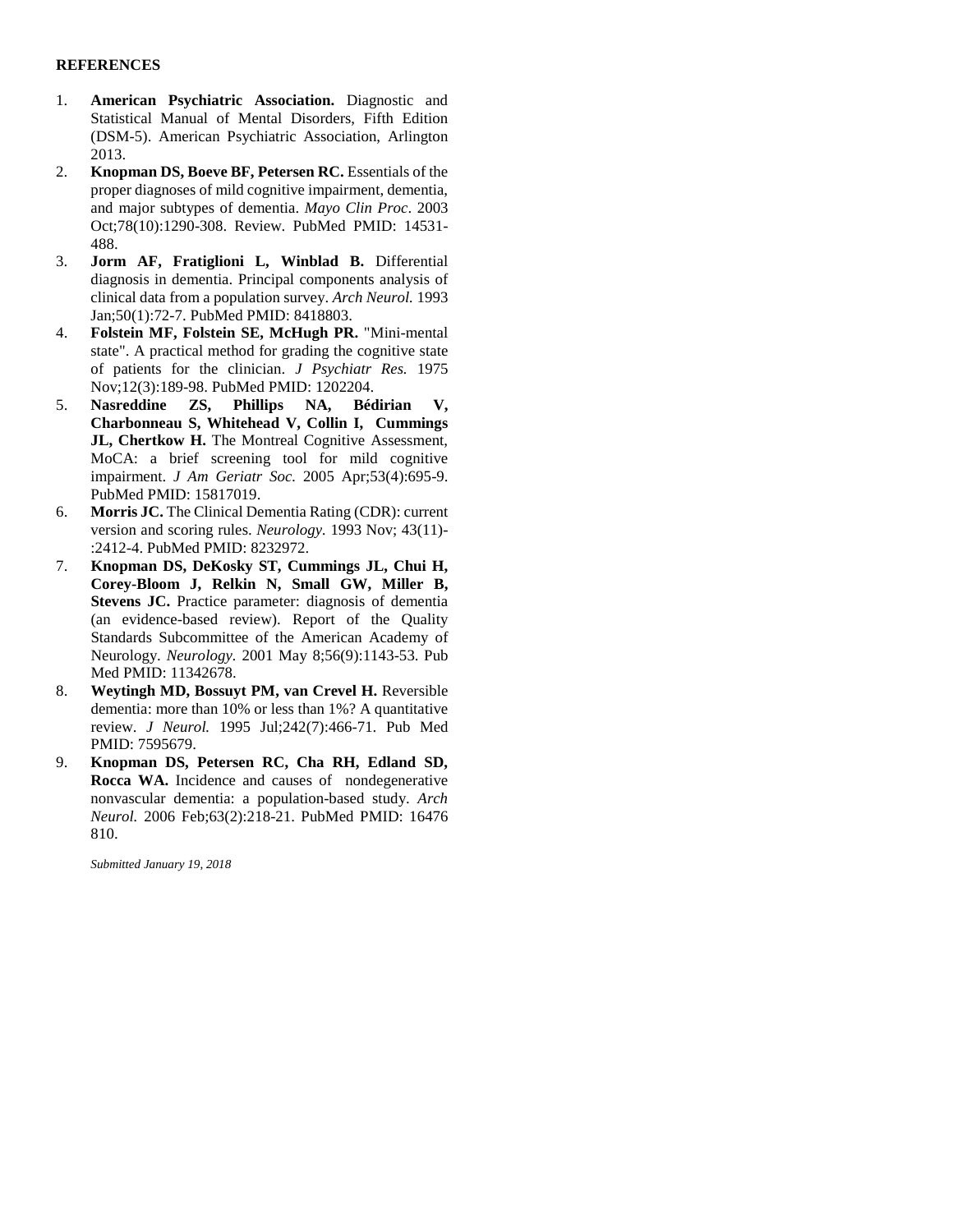**REFERENCES**

1. **American Psychiatric Association.** Diagnostic and Statistical Manual of Mental Disorders, Fifth Edition (DSM-5). American Psychiatric Association, Arlington 2013.
2. **Knopman DS, Boeve BF, Petersen RC.** Essentials of the proper diagnoses of mild cognitive impairment, dementia, and major subtypes of dementia. *Mayo Clin Proc*. 2003 Oct;78(10):1290-308. Review. PubMed PMID: 14531-488.
3. **Jorm AF, Fratiglioni L, Winblad B.** Differential diagnosis in dementia. Principal components analysis of clinical data from a population survey. *Arch Neurol.* 1993 Jan;50(1):72-7. PubMed PMID: 8418803.
4. **Folstein MF, Folstein SE, McHugh PR.** "Mini-mental state". A practical method for grading the cognitive state of patients for the clinician. *J Psychiatr Res.* 1975 Nov;12(3):189-98. PubMed PMID: 1202204.
5. **Nasreddine ZS, Phillips NA, Bédirian V, Charbonneau S, Whitehead V, Collin I, Cummings JL, Chertkow H.** The Montreal Cognitive Assessment, MoCA: a brief screening tool for mild cognitive impairment. *J Am Geriatr Soc.* 2005 Apr;53(4):695-9. PubMed PMID: 15817019.
6. **Morris JC.** The Clinical Dementia Rating (CDR): current version and scoring rules. *Neurology.* 1993 Nov; 43(11)-:2412-4. PubMed PMID: 8232972.
7. **Knopman DS, DeKosky ST, Cummings JL, Chui H, Corey-Bloom J, Relkin N, Small GW, Miller B, Stevens JC.** Practice parameter: diagnosis of dementia (an evidence-based review). Report of the Quality Standards Subcommittee of the American Academy of Neurology. *Neurology.* 2001 May 8;56(9):1143-53. Pub Med PMID: 11342678.
8. **Weytingh MD, Bossuyt PM, van Crevel H.** Reversible dementia: more than 10% or less than 1%? A quantitative review. *J Neurol.* 1995 Jul;242(7):466-71. Pub Med PMID: 7595679.
9. **Knopman DS, Petersen RC, Cha RH, Edland SD, Rocca WA.** Incidence and causes of nondegenerative nonvascular dementia: a population-based study. *Arch Neurol.* 2006 Feb;63(2):218-21. PubMed PMID: 16476 810.

*Submitted January 19, 2018*